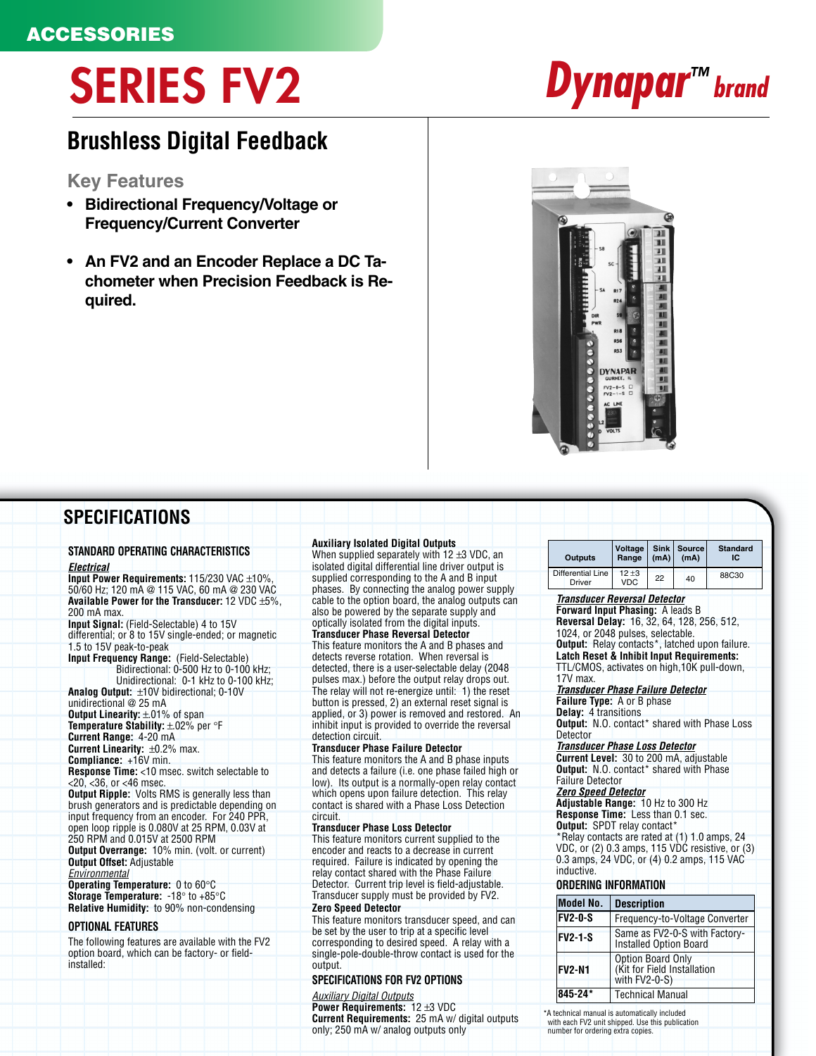ACCESSORIES

# SERIES FV2

Dynapar™ brand

## Brushless Digital Feedback

### Key Features

- **Bidirectional Frequency/Voltage or Frequency/Current Converter**
- **An FV2 and an Encoder Replace a DC Tachometer when Precision Feedback is Required.**

## SPECIFICATIONS

### STANDARD OPERATING CHARACTERISTICS

***Electrical***

**Input Power Requirements:** 115/230 VAC ±10%, 50/60 Hz; 120 mA @ 115 VAC, 60 mA @ 230 VAC
**Available Power for the Transducer:** 12 VDC ±5%, 200 mA max.
**Input Signal:** (Field-Selectable) 4 to 15V differential; or 8 to 15V single-ended; or magnetic 1.5 to 15V peak-to-peak
**Input Frequency Range:** (Field-Selectable)
Bidirectional: 0-500 Hz to 0-100 kHz;
Unidirectional: 0-1 kHz to 0-100 kHz;
**Analog Output:** ±10V bidirectional; 0-10V unidirectional @ 25 mA
**Output Linearity:** ±.01% of span
**Temperature Stability:** ±.02% per °F
**Current Range:** 4-20 mA
**Current Linearity:** ±0.2% max.
**Compliance:** +16V min.
**Response Time:** <10 msec. switch selectable to <20, <36, or <46 msec.
**Output Ripple:** Volts RMS is generally less than brush generators and is predictable depending on input frequency from an encoder. For 240 PPR, open loop ripple is 0.080V at 25 RPM, 0.03V at 250 RPM and 0.015V at 2500 RPM
**Output Overrange:** 10% min. (volt. or current)
**Output Offset:** Adjustable

***Environmental***

**Operating Temperature:** 0 to 60°C
**Storage Temperature:** -18° to +85°C
**Relative Humidity:** to 90% non-condensing

### OPTIONAL FEATURES

The following features are available with the FV2 option board, which can be factory- or field-installed:

**Auxiliary Isolated Digital Outputs**
When supplied separately with 12 ±3 VDC, an isolated digital differential line driver output is supplied corresponding to the A and B input phases. By connecting the analog power supply cable to the option board, the analog outputs can also be powered by the separate supply and optically isolated from the digital inputs.

**Transducer Phase Reversal Detector**
This feature monitors the A and B phases and detects reverse rotation. When reversal is detected, there is a user-selectable delay (2048 pulses max.) before the output relay drops out. The relay will not re-energize until: 1) the reset button is pressed, 2) an external reset signal is applied, or 3) power is removed and restored. An inhibit input is provided to override the reversal detection circuit.

**Transducer Phase Failure Detector**
This feature monitors the A and B phase inputs and detects a failure (i.e. one phase failed high or low). Its output is a normally-open relay contact which opens upon failure detection. This relay contact is shared with a Phase Loss Detection circuit.

**Transducer Phase Loss Detector**
This feature monitors current supplied to the encoder and reacts to a decrease in current required. Failure is indicated by opening the relay contact shared with the Phase Failure Detector. Current trip level is field-adjustable. Transducer supply must be provided by FV2.

**Zero Speed Detector**
This feature monitors transducer speed, and can be set by the user to trip at a specific level corresponding to desired speed. A relay with a single-pole-double-throw contact is used for the output.

### SPECIFICATIONS FOR FV2 OPTIONS

***Auxiliary Digital Outputs***

**Power Requirements:** 12 ±3 VDC
**Current Requirements:** 25 mA w/ digital outputs only; 250 mA w/ analog outputs only

| Outputs | Voltage Range | Sink (mA) | Source (mA) | Standard IC |
|---|---|---|---|---|
| Differential Line Driver | 12 ±3 VDC | 22 | 40 | 88C30 |

***Transducer Reversal Detector***

**Forward Input Phasing:** A leads B
**Reversal Delay:** 16, 32, 64, 128, 256, 512, 1024, or 2048 pulses, selectable.
**Output:** Relay contacts*, latched upon failure.
**Latch Reset & Inhibit Input Requirements:** TTL/CMOS, activates on high,10K pull-down, 17V max.

***Transducer Phase Failure Detector***

**Failure Type:** A or B phase
**Delay:** 4 transitions
**Output:** N.O. contact* shared with Phase Loss Detector

***Transducer Phase Loss Detector***

**Current Level:** 30 to 200 mA, adjustable
**Output:** N.O. contact* shared with Phase Failure Detector

***Zero Speed Detector***

**Adjustable Range:** 10 Hz to 300 Hz
**Response Time:** Less than 0.1 sec.
**Output:** SPDT relay contact*

*Relay contacts are rated at (1) 1.0 amps, 24 VDC, or (2) 0.3 amps, 115 VDC resistive, or (3) 0.3 amps, 24 VDC, or (4) 0.2 amps, 115 VAC inductive.

### ORDERING INFORMATION

| Model No. | Description |
|---|---|
| FV2-0-S | Frequency-to-Voltage Converter |
| FV2-1-S | Same as FV2-0-S with Factory-Installed Option Board |
| FV2-N1 | Option Board Only (Kit for Field Installation with FV2-0-S) |
| 845-24* | Technical Manual |

*A technical manual is automatically included with each FV2 unit shipped. Use this publication number for ordering extra copies.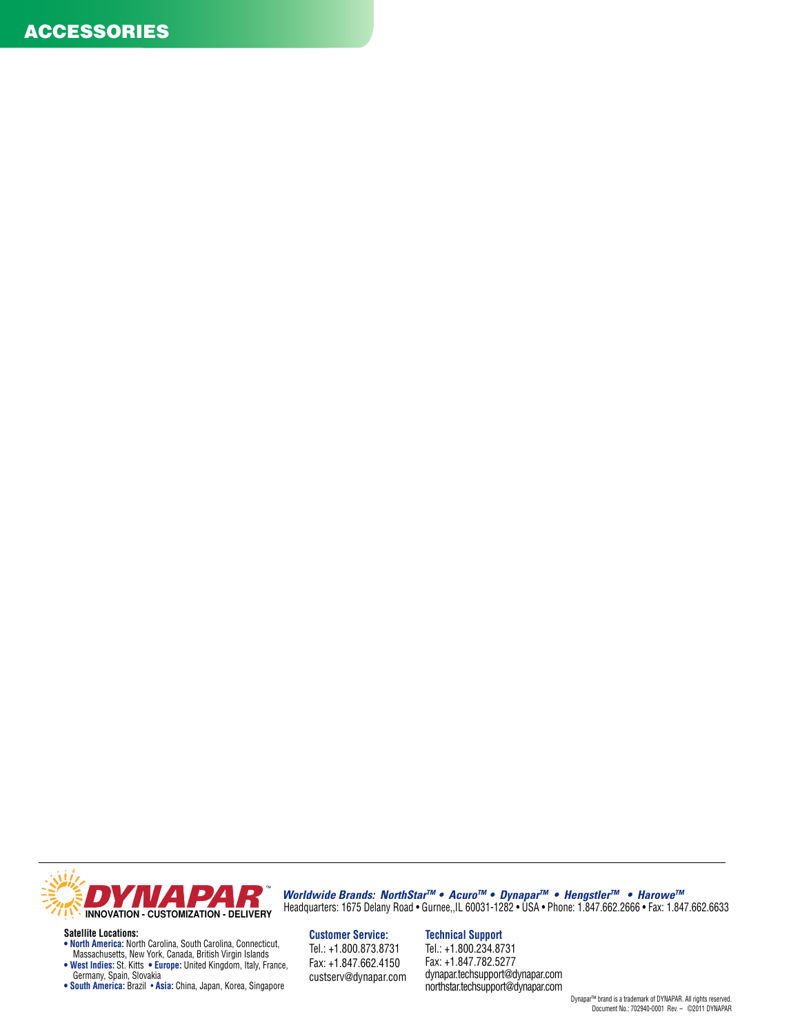# ACCESSORIES

DYNAPAR™
INNOVATION - CUSTOMIZATION - DELIVERY

***Worldwide Brands: NorthStar™ • Acuro™ • Dynapar™ • Hengstler™ • Harowe™***
Headquarters: 1675 Delany Road • Gurnee,,IL 60031-1282 • USA • Phone: 1.847.662.2666 • Fax: 1.847.662.6633

**Satellite Locations:**
- **North America:** North Carolina, South Carolina, Connecticut, Massachusetts, New York, Canada, British Virgin Islands
- **West Indies:** St. Kitts • **Europe:** United Kingdom, Italy, France, Germany, Spain, Slovakia
- **South America:** Brazil • **Asia:** China, Japan, Korea, Singapore

**Customer Service:**
Tel.: +1.800.873.8731
Fax: +1.847.662.4150
custserv@dynapar.com

**Technical Support**
Tel.: +1.800.234.8731
Fax: +1.847.782.5277
dynapar.techsupport@dynapar.com
northstar.techsupport@dynapar.com

Dynapar™ brand is a trademark of DYNAPAR. All rights reserved.
Document No.: 702940-0001 Rev. – ©2011 DYNAPAR